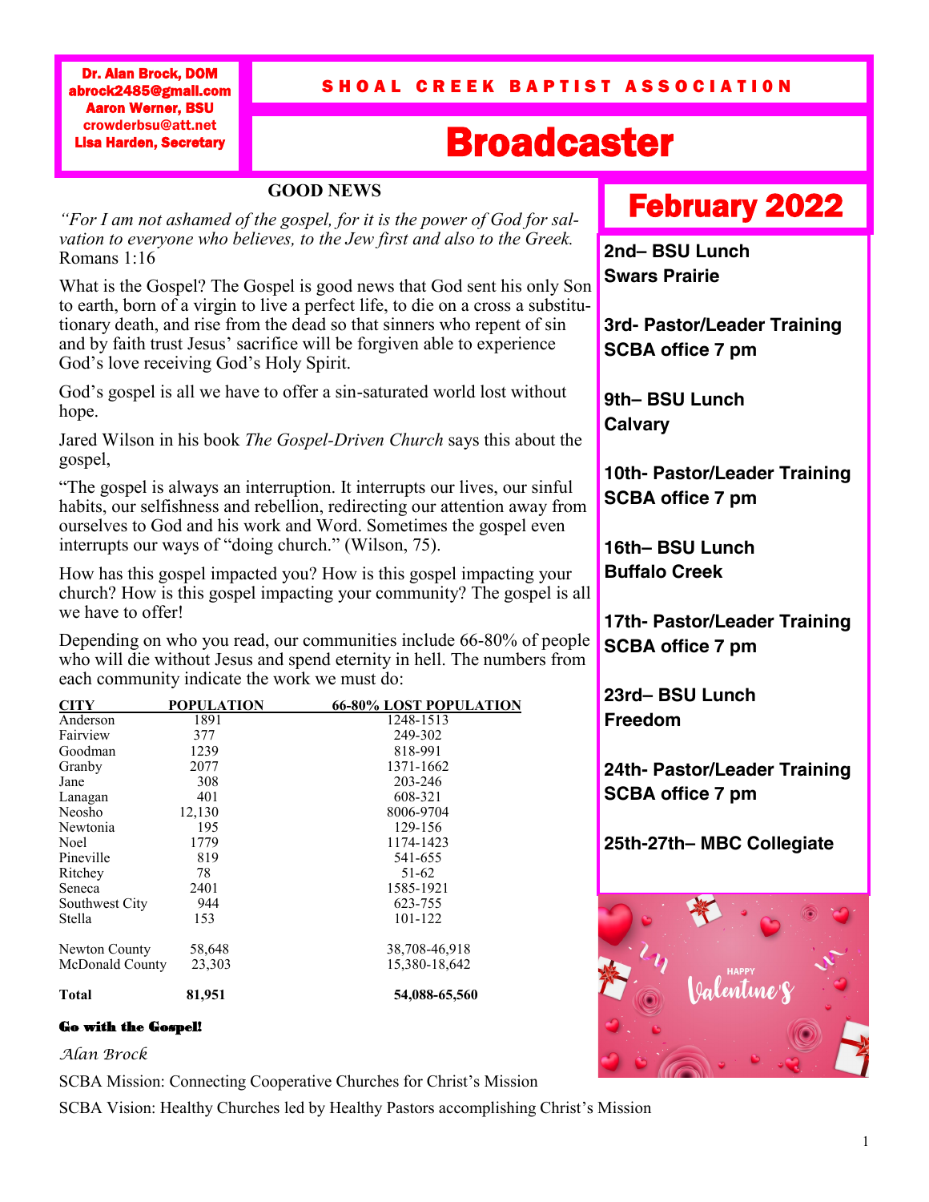Dr. Alan Brock, DOM
abrock2485@gmail.com
Aaron Werner, BSU
crowderbsu@att.net
Lisa Harden, Secretary

# SHOAL CREEK BAPTIST ASSOCIATION

# Broadcaster

## GOOD NEWS

*"For I am not ashamed of the gospel, for it is the power of God for salvation to everyone who believes, to the Jew first and also to the Greek.* Romans 1:16

What is the Gospel? The Gospel is good news that God sent his only Son to earth, born of a virgin to live a perfect life, to die on a cross a substitutionary death, and rise from the dead so that sinners who repent of sin and by faith trust Jesus' sacrifice will be forgiven able to experience God's love receiving God's Holy Spirit.

God's gospel is all we have to offer a sin-saturated world lost without hope.

Jared Wilson in his book *The Gospel-Driven Church* says this about the gospel,

"The gospel is always an interruption. It interrupts our lives, our sinful habits, our selfishness and rebellion, redirecting our attention away from ourselves to God and his work and Word. Sometimes the gospel even interrupts our ways of "doing church." (Wilson, 75).

How has this gospel impacted you? How is this gospel impacting your church? How is this gospel impacting your community? The gospel is all we have to offer!

Depending on who you read, our communities include 66-80% of people who will die without Jesus and spend eternity in hell. The numbers from each community indicate the work we must do:

| CITY | POPULATION | 66-80% LOST POPULATION |
|---|---|---|
| Anderson | 1891 | 1248-1513 |
| Fairview | 377 | 249-302 |
| Goodman | 1239 | 818-991 |
| Granby | 2077 | 1371-1662 |
| Jane | 308 | 203-246 |
| Lanagan | 401 | 608-321 |
| Neosho | 12,130 | 8006-9704 |
| Newtonia | 195 | 129-156 |
| Noel | 1779 | 1174-1423 |
| Pineville | 819 | 541-655 |
| Ritchey | 78 | 51-62 |
| Seneca | 2401 | 1585-1921 |
| Southwest City | 944 | 623-755 |
| Stella | 153 | 101-122 |
| Newton County | 58,648 | 38,708-46,918 |
| McDonald County | 23,303 | 15,380-18,642 |
| **Total** | **81,951** | **54,088-65,560** |

**Go with the Gospel!**

*Alan Brock*

SCBA Mission: Connecting Cooperative Churches for Christ's Mission

SCBA Vision: Healthy Churches led by Healthy Pastors accomplishing Christ's Mission

## February 2022

**2nd– BSU Lunch**
**Swars Prairie**

**3rd- Pastor/Leader Training**
**SCBA office 7 pm**

**9th– BSU Lunch**
**Calvary**

**10th- Pastor/Leader Training**
**SCBA office 7 pm**

**16th– BSU Lunch**
**Buffalo Creek**

**17th- Pastor/Leader Training**
**SCBA office 7 pm**

**23rd– BSU Lunch**
**Freedom**

**24th- Pastor/Leader Training**
**SCBA office 7 pm**

**25th-27th– MBC Collegiate**

HAPPY Valentine's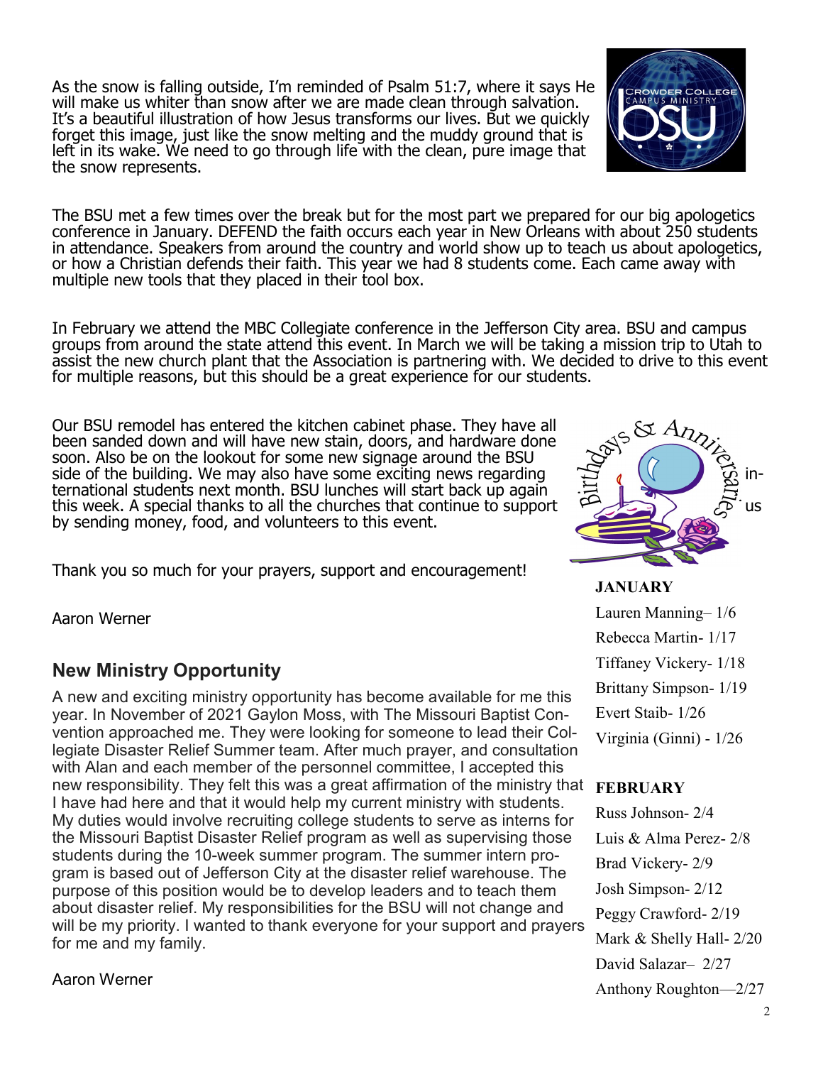As the snow is falling outside, I'm reminded of Psalm 51:7, where it says He will make us whiter than snow after we are made clean through salvation. It's a beautiful illustration of how Jesus transforms our lives. But we quickly forget this image, just like the snow melting and the muddy ground that is left in its wake. We need to go through life with the clean, pure image that the snow represents.

The BSU met a few times over the break but for the most part we prepared for our big apologetics conference in January. DEFEND the faith occurs each year in New Orleans with about 250 students in attendance. Speakers from around the country and world show up to teach us about apologetics, or how a Christian defends their faith. This year we had 8 students come. Each came away with multiple new tools that they placed in their tool box.

In February we attend the MBC Collegiate conference in the Jefferson City area. BSU and campus groups from around the state attend this event. In March we will be taking a mission trip to Utah to assist the new church plant that the Association is partnering with. We decided to drive to this event for multiple reasons, but this should be a great experience for our students.

Our BSU remodel has entered the kitchen cabinet phase. They have all been sanded down and will have new stain, doors, and hardware done soon. Also be on the lookout for some new signage around the BSU side of the building. We may also have some exciting news regarding international students next month. BSU lunches will start back up again this week. A special thanks to all the churches that continue to support us by sending money, food, and volunteers to this event.

Thank you so much for your prayers, support and encouragement!

Aaron Werner

## New Ministry Opportunity

A new and exciting ministry opportunity has become available for me this year. In November of 2021 Gaylon Moss, with The Missouri Baptist Convention approached me. They were looking for someone to lead their Collegiate Disaster Relief Summer team. After much prayer, and consultation with Alan and each member of the personnel committee, I accepted this new responsibility. They felt this was a great affirmation of the ministry that I have had here and that it would help my current ministry with students. My duties would involve recruiting college students to serve as interns for the Missouri Baptist Disaster Relief program as well as supervising those students during the 10-week summer program. The summer intern program is based out of Jefferson City at the disaster relief warehouse. The purpose of this position would be to develop leaders and to teach them about disaster relief. My responsibilities for the BSU will not change and will be my priority. I wanted to thank everyone for your support and prayers for me and my family.

Aaron Werner

## Birthdays & Anniversaries

**JANUARY**

Lauren Manning– 1/6
Rebecca Martin- 1/17
Tiffaney Vickery- 1/18
Brittany Simpson- 1/19
Evert Staib- 1/26
Virginia (Ginni) - 1/26

**FEBRUARY**

Russ Johnson- 2/4
Luis & Alma Perez- 2/8
Brad Vickery- 2/9
Josh Simpson- 2/12
Peggy Crawford- 2/19
Mark & Shelly Hall- 2/20
David Salazar– 2/27
Anthony Roughton—2/27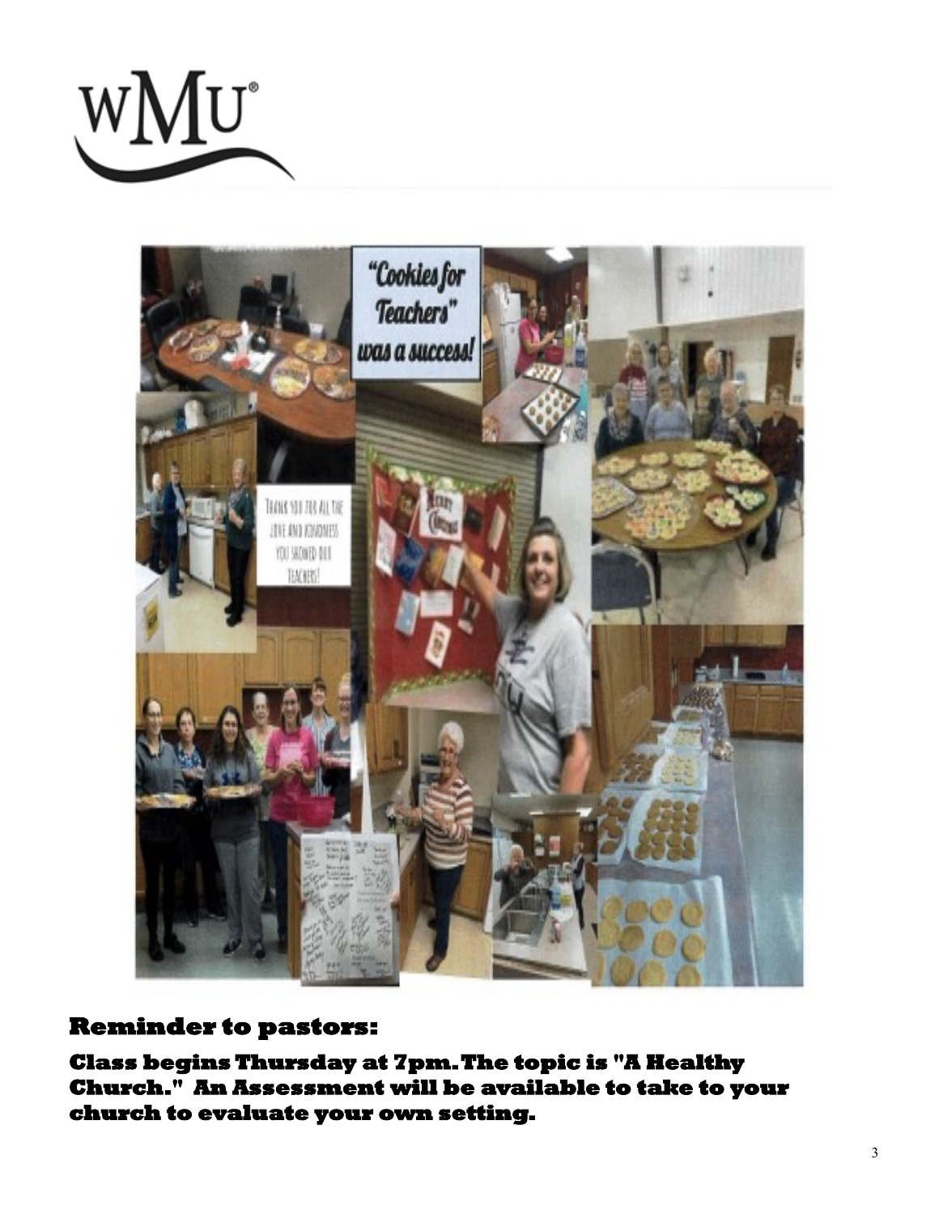WMU®

"Cookies for Teachers" was a success!

THANK YOU FOR ALL THE LOVE AND KINDNESS YOU SHOWED OUR TEACHERS!

## Reminder to pastors:

**Class begins Thursday at 7pm. The topic is "A Healthy Church." An Assessment will be available to take to your church to evaluate your own setting.**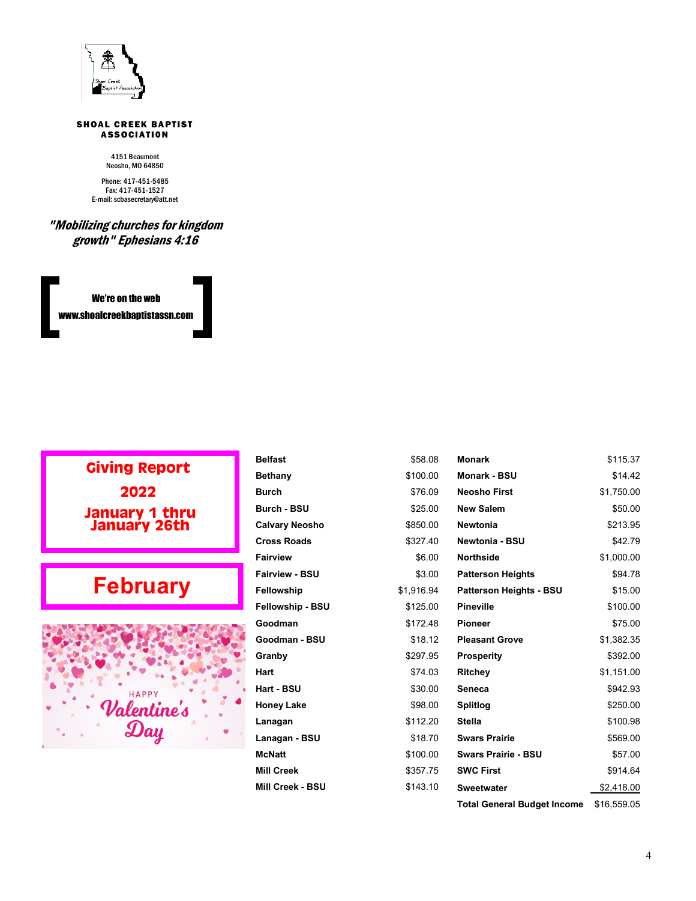**SHOAL CREEK BAPTIST ASSOCIATION**

4151 Beaumont
Neosho, MO 64850

Phone: 417-451-5485
Fax: 417-451-1527
E-mail: scbasecretary@att.net

***"Mobilizing churches for kingdom growth" Ephesians 4:16***

**We're on the web**
**www.shoalcreekbaptistassn.com**

## Giving Report

## 2022

## January 1 thru January 26th

# February

HAPPY Valentine's Day

| | | | |
|---|---|---|---|
| **Belfast** | $58.08 | **Monark** | $115.37 |
| **Bethany** | $100.00 | **Monark - BSU** | $14.42 |
| **Burch** | $76.09 | **Neosho First** | $1,750.00 |
| **Burch - BSU** | $25.00 | **New Salem** | $50.00 |
| **Calvary Neosho** | $850.00 | **Newtonia** | $213.95 |
| **Cross Roads** | $327.40 | **Newtonia - BSU** | $42.79 |
| **Fairview** | $6.00 | **Northside** | $1,000.00 |
| **Fairview - BSU** | $3.00 | **Patterson Heights** | $94.78 |
| **Fellowship** | $1,916.94 | **Patterson Heights - BSU** | $15.00 |
| **Fellowship - BSU** | $125.00 | **Pineville** | $100.00 |
| **Goodman** | $172.48 | **Pioneer** | $75.00 |
| **Goodman - BSU** | $18.12 | **Pleasant Grove** | $1,382.35 |
| **Granby** | $297.95 | **Prosperity** | $392.00 |
| **Hart** | $74.03 | **Ritchey** | $1,151.00 |
| **Hart - BSU** | $30.00 | **Seneca** | $942.93 |
| **Honey Lake** | $98.00 | **Splitlog** | $250.00 |
| **Lanagan** | $112.20 | **Stella** | $100.98 |
| **Lanagan - BSU** | $18.70 | **Swars Prairie** | $569.00 |
| **McNatt** | $100.00 | **Swars Prairie - BSU** | $57.00 |
| **Mill Creek** | $357.75 | **SWC First** | $914.64 |
| **Mill Creek - BSU** | $143.10 | **Sweetwater** | $2,418.00 |
| | | **Total General Budget Income** | $16,559.05 |